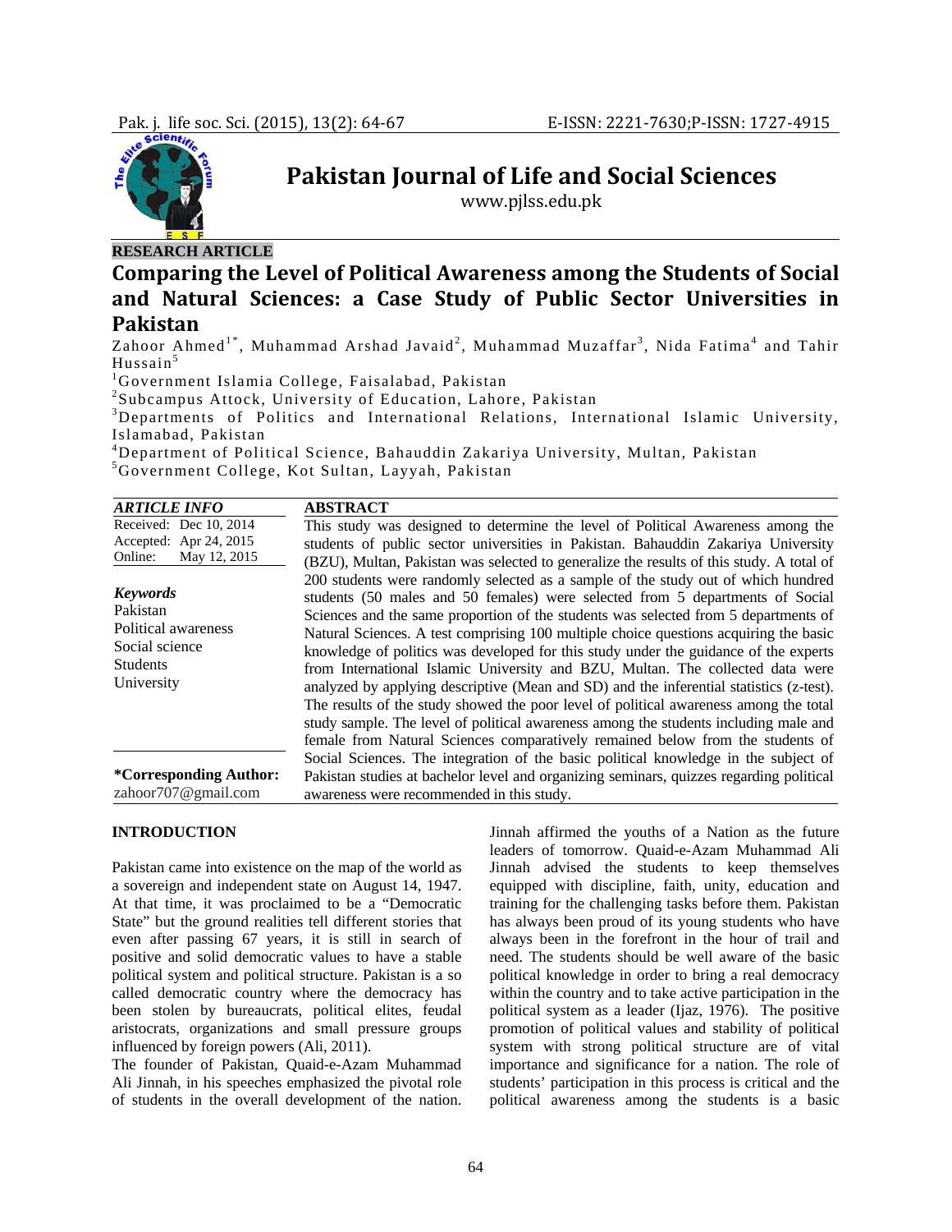# Pakistan Journal of Life and Social Sciences

www.pjlss.edu.pk

**RESEARCH ARTICLE**

## Comparing the Level of Political Awareness among the Students of Social and Natural Sciences: a Case Study of Public Sector Universities in Pakistan

Zahoor Ahmed[1*], Muhammad Arshad Javaid[2], Muhammad Muzaffar[3], Nida Fatima[4] and Tahir Hussain[5]

[1]Government Islamia College, Faisalabad, Pakistan
[2]Subcampus Attock, University of Education, Lahore, Pakistan
[3]Departments of Politics and International Relations, International Islamic University, Islamabad, Pakistan
[4]Department of Political Science, Bahauddin Zakariya University, Multan, Pakistan
[5]Government College, Kot Sultan, Layyah, Pakistan

| *ARTICLE INFO* | |
|---|---|
| Received: | Dec 10, 2014 |
| Accepted: | Apr 24, 2015 |
| Online: | May 12, 2015 |

***Keywords***
Pakistan
Political awareness
Social science
Students
University

**\*Corresponding Author:**
zahoor707@gmail.com

**ABSTRACT**

This study was designed to determine the level of Political Awareness among the students of public sector universities in Pakistan. Bahauddin Zakariya University (BZU), Multan, Pakistan was selected to generalize the results of this study. A total of 200 students were randomly selected as a sample of the study out of which hundred students (50 males and 50 females) were selected from 5 departments of Social Sciences and the same proportion of the students was selected from 5 departments of Natural Sciences. A test comprising 100 multiple choice questions acquiring the basic knowledge of politics was developed for this study under the guidance of the experts from International Islamic University and BZU, Multan. The collected data were analyzed by applying descriptive (Mean and SD) and the inferential statistics (z-test). The results of the study showed the poor level of political awareness among the total study sample. The level of political awareness among the students including male and female from Natural Sciences comparatively remained below from the students of Social Sciences. The integration of the basic political knowledge in the subject of Pakistan studies at bachelor level and organizing seminars, quizzes regarding political awareness were recommended in this study.

### INTRODUCTION

Pakistan came into existence on the map of the world as a sovereign and independent state on August 14, 1947. At that time, it was proclaimed to be a "Democratic State" but the ground realities tell different stories that even after passing 67 years, it is still in search of positive and solid democratic values to have a stable political system and political structure. Pakistan is a so called democratic country where the democracy has been stolen by bureaucrats, political elites, feudal aristocrats, organizations and small pressure groups influenced by foreign powers (Ali, 2011).

The founder of Pakistan, Quaid-e-Azam Muhammad Ali Jinnah, in his speeches emphasized the pivotal role of students in the overall development of the nation. Jinnah affirmed the youths of a Nation as the future leaders of tomorrow. Quaid-e-Azam Muhammad Ali Jinnah advised the students to keep themselves equipped with discipline, faith, unity, education and training for the challenging tasks before them. Pakistan has always been proud of its young students who have always been in the forefront in the hour of trail and need. The students should be well aware of the basic political knowledge in order to bring a real democracy within the country and to take active participation in the political system as a leader (Ijaz, 1976). The positive promotion of political values and stability of political system with strong political structure are of vital importance and significance for a nation. The role of students' participation in this process is critical and the political awareness among the students is a basic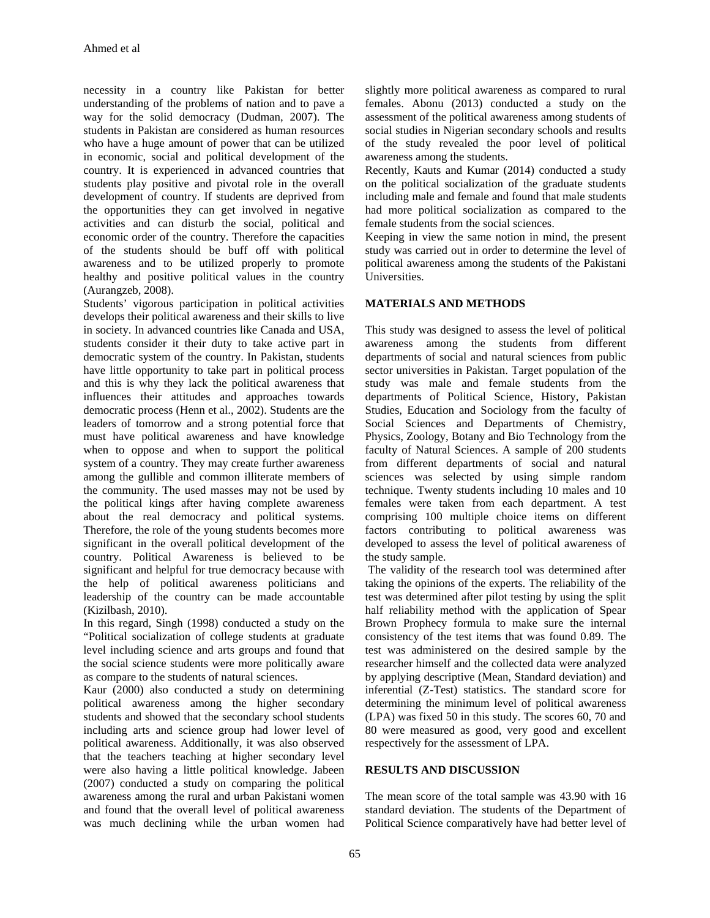necessity in a country like Pakistan for better understanding of the problems of nation and to pave a way for the solid democracy (Dudman, 2007). The students in Pakistan are considered as human resources who have a huge amount of power that can be utilized in economic, social and political development of the country. It is experienced in advanced countries that students play positive and pivotal role in the overall development of country. If students are deprived from the opportunities they can get involved in negative activities and can disturb the social, political and economic order of the country. Therefore the capacities of the students should be buff off with political awareness and to be utilized properly to promote healthy and positive political values in the country (Aurangzeb, 2008).

Students' vigorous participation in political activities develops their political awareness and their skills to live in society. In advanced countries like Canada and USA, students consider it their duty to take active part in democratic system of the country. In Pakistan, students have little opportunity to take part in political process and this is why they lack the political awareness that influences their attitudes and approaches towards democratic process (Henn et al., 2002). Students are the leaders of tomorrow and a strong potential force that must have political awareness and have knowledge when to oppose and when to support the political system of a country. They may create further awareness among the gullible and common illiterate members of the community. The used masses may not be used by the political kings after having complete awareness about the real democracy and political systems. Therefore, the role of the young students becomes more significant in the overall political development of the country. Political Awareness is believed to be significant and helpful for true democracy because with the help of political awareness politicians and leadership of the country can be made accountable (Kizilbash, 2010).

In this regard, Singh (1998) conducted a study on the "Political socialization of college students at graduate level including science and arts groups and found that the social science students were more politically aware as compare to the students of natural sciences.

Kaur (2000) also conducted a study on determining political awareness among the higher secondary students and showed that the secondary school students including arts and science group had lower level of political awareness. Additionally, it was also observed that the teachers teaching at higher secondary level were also having a little political knowledge. Jabeen (2007) conducted a study on comparing the political awareness among the rural and urban Pakistani women and found that the overall level of political awareness was much declining while the urban women had slightly more political awareness as compared to rural females. Abonu (2013) conducted a study on the assessment of the political awareness among students of social studies in Nigerian secondary schools and results of the study revealed the poor level of political awareness among the students.

Recently, Kauts and Kumar (2014) conducted a study on the political socialization of the graduate students including male and female and found that male students had more political socialization as compared to the female students from the social sciences.

Keeping in view the same notion in mind, the present study was carried out in order to determine the level of political awareness among the students of the Pakistani Universities.

## MATERIALS AND METHODS

This study was designed to assess the level of political awareness among the students from different departments of social and natural sciences from public sector universities in Pakistan. Target population of the study was male and female students from the departments of Political Science, History, Pakistan Studies, Education and Sociology from the faculty of Social Sciences and Departments of Chemistry, Physics, Zoology, Botany and Bio Technology from the faculty of Natural Sciences. A sample of 200 students from different departments of social and natural sciences was selected by using simple random technique. Twenty students including 10 males and 10 females were taken from each department. A test comprising 100 multiple choice items on different factors contributing to political awareness was developed to assess the level of political awareness of the study sample.

The validity of the research tool was determined after taking the opinions of the experts. The reliability of the test was determined after pilot testing by using the split half reliability method with the application of Spear Brown Prophecy formula to make sure the internal consistency of the test items that was found 0.89. The test was administered on the desired sample by the researcher himself and the collected data were analyzed by applying descriptive (Mean, Standard deviation) and inferential (Z-Test) statistics. The standard score for determining the minimum level of political awareness (LPA) was fixed 50 in this study. The scores 60, 70 and 80 were measured as good, very good and excellent respectively for the assessment of LPA.

## RESULTS AND DISCUSSION

The mean score of the total sample was 43.90 with 16 standard deviation. The students of the Department of Political Science comparatively have had better level of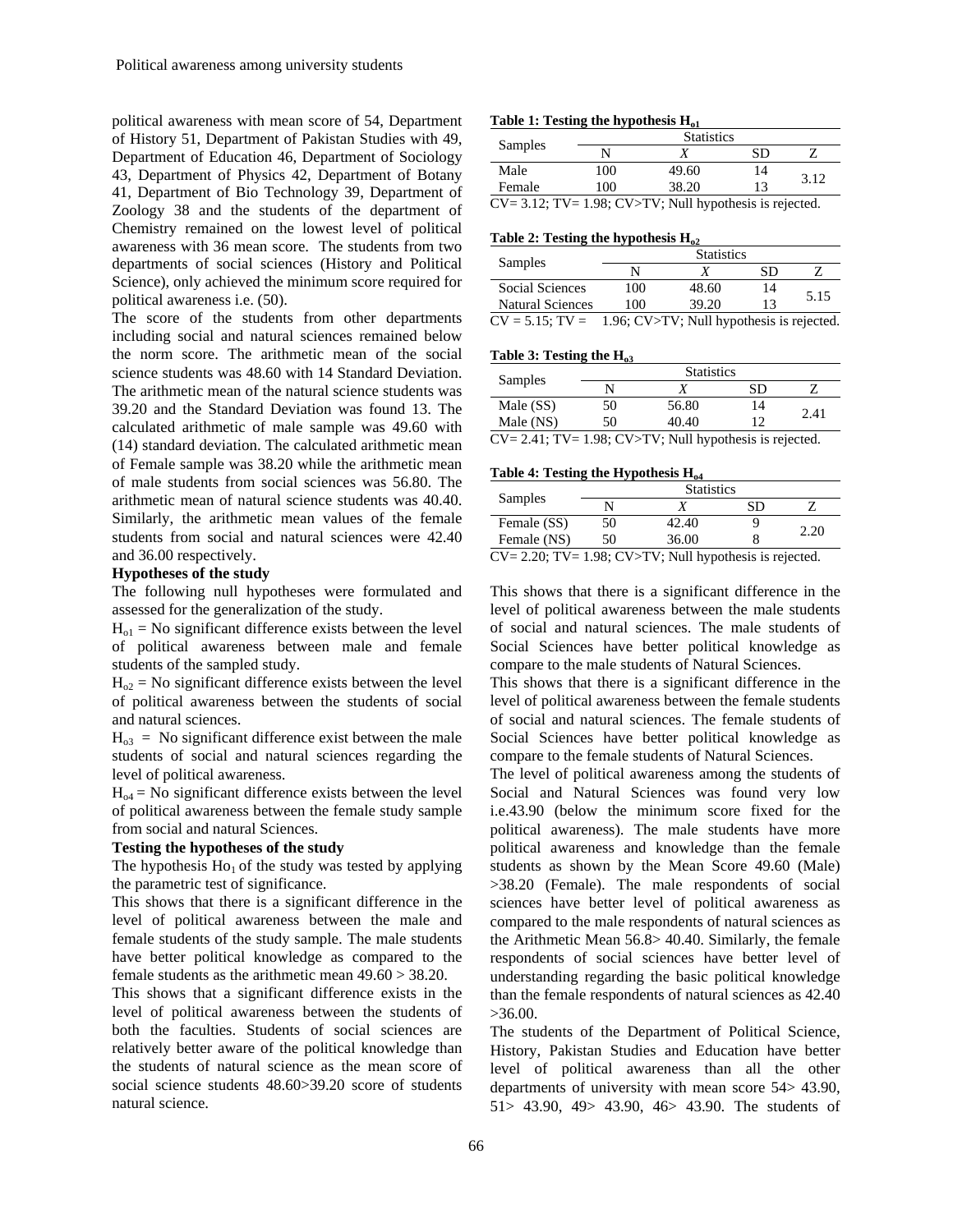political awareness with mean score of 54, Department of History 51, Department of Pakistan Studies with 49, Department of Education 46, Department of Sociology 43, Department of Physics 42, Department of Botany 41, Department of Bio Technology 39, Department of Zoology 38 and the students of the department of Chemistry remained on the lowest level of political awareness with 36 mean score. The students from two departments of social sciences (History and Political Science), only achieved the minimum score required for political awareness i.e. (50).

The score of the students from other departments including social and natural sciences remained below the norm score. The arithmetic mean of the social science students was 48.60 with 14 Standard Deviation. The arithmetic mean of the natural science students was 39.20 and the Standard Deviation was found 13. The calculated arithmetic of male sample was 49.60 with (14) standard deviation. The calculated arithmetic mean of Female sample was 38.20 while the arithmetic mean of male students from social sciences was 56.80. The arithmetic mean of natural science students was 40.40. Similarly, the arithmetic mean values of the female students from social and natural sciences were 42.40 and 36.00 respectively.

**Hypotheses of the study**

The following null hypotheses were formulated and assessed for the generalization of the study.

$H_{o1}$ = No significant difference exists between the level of political awareness between male and female students of the sampled study.

$H_{o2}$ = No significant difference exists between the level of political awareness between the students of social and natural sciences.

$H_{o3}$ = No significant difference exist between the male students of social and natural sciences regarding the level of political awareness.

$H_{o4}$ = No significant difference exists between the level of political awareness between the female study sample from social and natural Sciences.

**Testing the hypotheses of the study**

The hypothesis $Ho_1$ of the study was tested by applying the parametric test of significance.

**Table 1: Testing the hypothesis $H_{o1}$**

| Samples | Statistics | | | |
|---|---|---|---|---|
| | N | *X* | SD | Z |
| Male | 100 | 49.60 | 14 | 3.12 |
| Female | 100 | 38.20 | 13 | |

CV= 3.12; TV= 1.98; CV>TV; Null hypothesis is rejected.

This shows that there is a significant difference in the level of political awareness between the male and female students of the study sample. The male students have better political knowledge as compared to the female students as the arithmetic mean 49.60 > 38.20.

**Table 2: Testing the hypothesis $H_{o2}$**

| Samples | Statistics | | | |
|---|---|---|---|---|
| | N | *X* | SD | Z |
| Social Sciences | 100 | 48.60 | 14 | 5.15 |
| Natural Sciences | 100 | 39.20 | 13 | |

CV = 5.15; TV = 1.96; CV>TV; Null hypothesis is rejected.

This shows that a significant difference exists in the level of political awareness between the students of both the faculties. Students of social sciences are relatively better aware of the political knowledge than the students of natural science as the mean score of social science students 48.60>39.20 score of students natural science.

**Table 3: Testing the $H_{o3}$**

| Samples | Statistics | | | |
|---|---|---|---|---|
| | N | *X* | SD | Z |
| Male (SS) | 50 | 56.80 | 14 | 2.41 |
| Male (NS) | 50 | 40.40 | 12 | |

CV= 2.41; TV= 1.98; CV>TV; Null hypothesis is rejected.

This shows that there is a significant difference in the level of political awareness between the male students of social and natural sciences. The male students of Social Sciences have better political knowledge as compare to the male students of Natural Sciences.

**Table 4: Testing the Hypothesis $H_{o4}$**

| Samples | Statistics | | | |
|---|---|---|---|---|
| | N | *X* | SD | Z |
| Female (SS) | 50 | 42.40 | 9 | 2.20 |
| Female (NS) | 50 | 36.00 | 8 | |

CV= 2.20; TV= 1.98; CV>TV; Null hypothesis is rejected.

This shows that there is a significant difference in the level of political awareness between the female students of social and natural sciences. The female students of Social Sciences have better political knowledge as compare to the female students of Natural Sciences.

The level of political awareness among the students of Social and Natural Sciences was found very low i.e.43.90 (below the minimum score fixed for the political awareness). The male students have more political awareness and knowledge than the female students as shown by the Mean Score 49.60 (Male) >38.20 (Female). The male respondents of social sciences have better level of political awareness as compared to the male respondents of natural sciences as the Arithmetic Mean 56.8> 40.40. Similarly, the female respondents of social sciences have better level of understanding regarding the basic political knowledge than the female respondents of natural sciences as 42.40 >36.00.

The students of the Department of Political Science, History, Pakistan Studies and Education have better level of political awareness than all the other departments of university with mean score 54> 43.90, 51> 43.90, 49> 43.90, 46> 43.90. The students of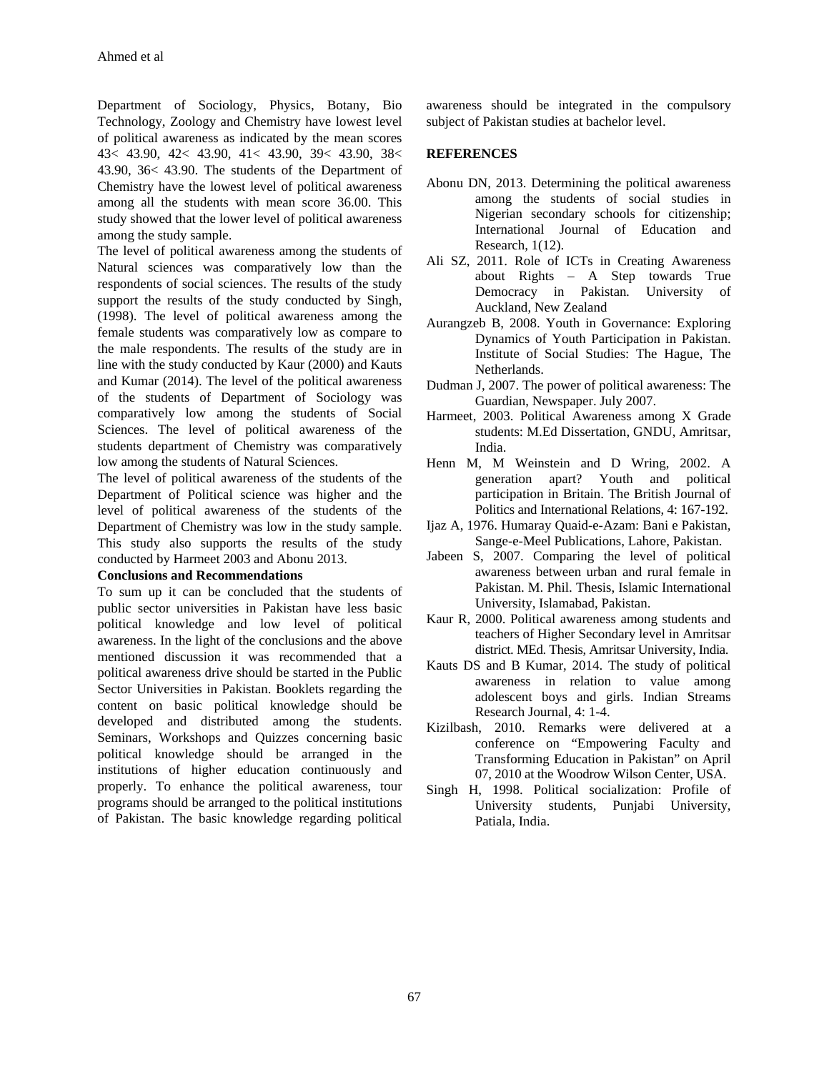Department of Sociology, Physics, Botany, Bio Technology, Zoology and Chemistry have lowest level of political awareness as indicated by the mean scores 43< 43.90, 42< 43.90, 41< 43.90, 39< 43.90, 38< 43.90, 36< 43.90. The students of the Department of Chemistry have the lowest level of political awareness among all the students with mean score 36.00. This study showed that the lower level of political awareness among the study sample.

The level of political awareness among the students of Natural sciences was comparatively low than the respondents of social sciences. The results of the study support the results of the study conducted by Singh, (1998). The level of political awareness among the female students was comparatively low as compare to the male respondents. The results of the study are in line with the study conducted by Kaur (2000) and Kauts and Kumar (2014). The level of the political awareness of the students of Department of Sociology was comparatively low among the students of Social Sciences. The level of political awareness of the students department of Chemistry was comparatively low among the students of Natural Sciences.

The level of political awareness of the students of the Department of Political science was higher and the level of political awareness of the students of the Department of Chemistry was low in the study sample. This study also supports the results of the study conducted by Harmeet 2003 and Abonu 2013.

**Conclusions and Recommendations**

To sum up it can be concluded that the students of public sector universities in Pakistan have less basic political knowledge and low level of political awareness. In the light of the conclusions and the above mentioned discussion it was recommended that a political awareness drive should be started in the Public Sector Universities in Pakistan. Booklets regarding the content on basic political knowledge should be developed and distributed among the students. Seminars, Workshops and Quizzes concerning basic political knowledge should be arranged in the institutions of higher education continuously and properly. To enhance the political awareness, tour programs should be arranged to the political institutions of Pakistan. The basic knowledge regarding political awareness should be integrated in the compulsory subject of Pakistan studies at bachelor level.

**REFERENCES**

Abonu DN, 2013. Determining the political awareness among the students of social studies in Nigerian secondary schools for citizenship; International Journal of Education and Research, 1(12).

Ali SZ, 2011. Role of ICTs in Creating Awareness about Rights – A Step towards True Democracy in Pakistan. University of Auckland, New Zealand

Aurangzeb B, 2008. Youth in Governance: Exploring Dynamics of Youth Participation in Pakistan. Institute of Social Studies: The Hague, The Netherlands.

Dudman J, 2007. The power of political awareness: The Guardian, Newspaper. July 2007.

Harmeet, 2003. Political Awareness among X Grade students: M.Ed Dissertation, GNDU, Amritsar, India.

Henn M, M Weinstein and D Wring, 2002. A generation apart? Youth and political participation in Britain. The British Journal of Politics and International Relations, 4: 167-192.

Ijaz A, 1976. Humaray Quaid-e-Azam: Bani e Pakistan, Sange-e-Meel Publications, Lahore, Pakistan.

Jabeen S, 2007. Comparing the level of political awareness between urban and rural female in Pakistan. M. Phil. Thesis, Islamic International University, Islamabad, Pakistan.

Kaur R, 2000. Political awareness among students and teachers of Higher Secondary level in Amritsar district. MEd. Thesis, Amritsar University, India.

Kauts DS and B Kumar, 2014. The study of political awareness in relation to value among adolescent boys and girls. Indian Streams Research Journal, 4: 1-4.

Kizilbash, 2010. Remarks were delivered at a conference on "Empowering Faculty and Transforming Education in Pakistan" on April 07, 2010 at the Woodrow Wilson Center, USA.

Singh H, 1998. Political socialization: Profile of University students, Punjabi University, Patiala, India.